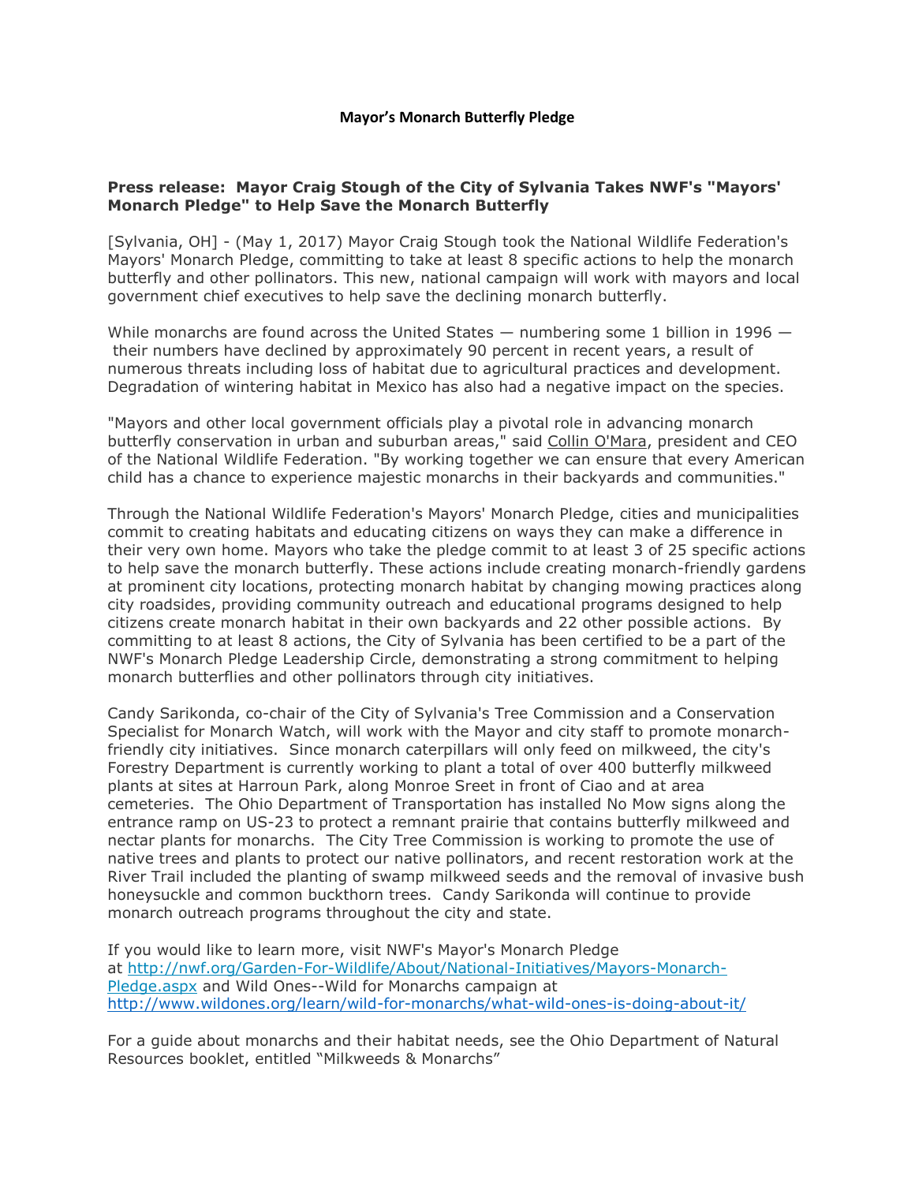**Mayor's Monarch Butterfly Pledge**

**Press release: Mayor Craig Stough of the City of Sylvania Takes NWF's "Mayors' Monarch Pledge" to Help Save the Monarch Butterfly**

[Sylvania, OH] - (May 1, 2017) Mayor Craig Stough took the National Wildlife Federation's Mayors' Monarch Pledge, committing to take at least 8 specific actions to help the monarch butterfly and other pollinators. This new, national campaign will work with mayors and local government chief executives to help save the declining monarch butterfly.

While monarchs are found across the United States — numbering some 1 billion in 1996 — their numbers have declined by approximately 90 percent in recent years, a result of numerous threats including loss of habitat due to agricultural practices and development. Degradation of wintering habitat in Mexico has also had a negative impact on the species.

"Mayors and other local government officials play a pivotal role in advancing monarch butterfly conservation in urban and suburban areas," said Collin O'Mara, president and CEO of the National Wildlife Federation. "By working together we can ensure that every American child has a chance to experience majestic monarchs in their backyards and communities."

Through the National Wildlife Federation's Mayors' Monarch Pledge, cities and municipalities commit to creating habitats and educating citizens on ways they can make a difference in their very own home. Mayors who take the pledge commit to at least 3 of 25 specific actions to help save the monarch butterfly. These actions include creating monarch-friendly gardens at prominent city locations, protecting monarch habitat by changing mowing practices along city roadsides, providing community outreach and educational programs designed to help citizens create monarch habitat in their own backyards and 22 other possible actions. By committing to at least 8 actions, the City of Sylvania has been certified to be a part of the NWF's Monarch Pledge Leadership Circle, demonstrating a strong commitment to helping monarch butterflies and other pollinators through city initiatives.

Candy Sarikonda, co-chair of the City of Sylvania's Tree Commission and a Conservation Specialist for Monarch Watch, will work with the Mayor and city staff to promote monarch-friendly city initiatives. Since monarch caterpillars will only feed on milkweed, the city's Forestry Department is currently working to plant a total of over 400 butterfly milkweed plants at sites at Harroun Park, along Monroe Sreet in front of Ciao and at area cemeteries. The Ohio Department of Transportation has installed No Mow signs along the entrance ramp on US-23 to protect a remnant prairie that contains butterfly milkweed and nectar plants for monarchs. The City Tree Commission is working to promote the use of native trees and plants to protect our native pollinators, and recent restoration work at the River Trail included the planting of swamp milkweed seeds and the removal of invasive bush honeysuckle and common buckthorn trees. Candy Sarikonda will continue to provide monarch outreach programs throughout the city and state.

If you would like to learn more, visit NWF's Mayor's Monarch Pledge at http://nwf.org/Garden-For-Wildlife/About/National-Initiatives/Mayors-Monarch-Pledge.aspx and Wild Ones--Wild for Monarchs campaign at http://www.wildones.org/learn/wild-for-monarchs/what-wild-ones-is-doing-about-it/

For a guide about monarchs and their habitat needs, see the Ohio Department of Natural Resources booklet, entitled "Milkweeds & Monarchs"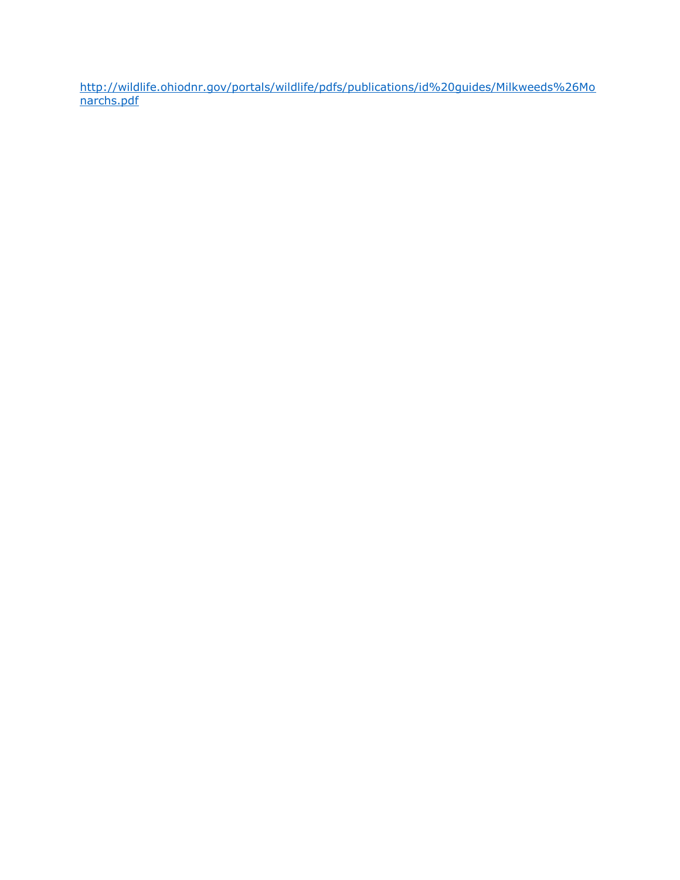http://wildlife.ohiodnr.gov/portals/wildlife/pdfs/publications/id%20guides/Milkweeds%26Monarchs.pdf